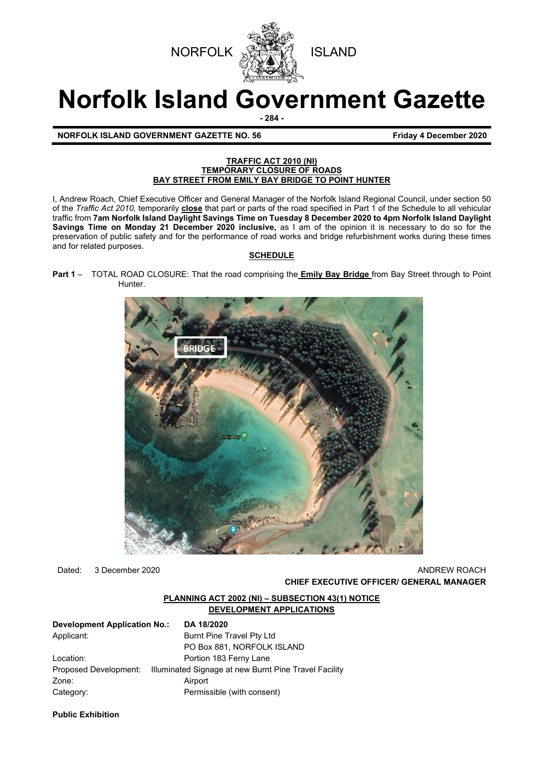NORFOLK ISLAND

# Norfolk Island Government Gazette

**NORFOLK ISLAND GOVERNMENT GAZETTE NO. 56** **Friday 4 December 2020**

### TRAFFIC ACT 2010 (NI)
### TEMPORARY CLOSURE OF ROADS
### BAY STREET FROM EMILY BAY BRIDGE TO POINT HUNTER

I, Andrew Roach, Chief Executive Officer and General Manager of the Norfolk Island Regional Council, under section 50 of the *Traffic Act 2010,* temporarily **close** that part or parts of the road specified in Part 1 of the Schedule to all vehicular traffic from **7am Norfolk Island Daylight Savings Time on Tuesday 8 December 2020 to 4pm Norfolk Island Daylight Savings Time on Monday 21 December 2020 inclusive,** as I am of the opinion it is necessary to do so for the preservation of public safety and for the performance of road works and bridge refurbishment works during these times and for related purposes.

**SCHEDULE**

**Part 1** – TOTAL ROAD CLOSURE: That the road comprising the **Emily Bay Bridge** from Bay Street through to Point Hunter.

Dated: 3 December 2020

ANDREW ROACH
**CHIEF EXECUTIVE OFFICER/ GENERAL MANAGER**

### PLANNING ACT 2002 (NI) – SUBSECTION 43(1) NOTICE
### DEVELOPMENT APPLICATIONS

| | |
|---|---|
| **Development Application No.:** | **DA 18/2020** |
| Applicant: | Burnt Pine Travel Pty Ltd<br>PO Box 881, NORFOLK ISLAND |
| Location: | Portion 183 Ferny Lane |
| Proposed Development: | Illuminated Signage at new Burnt Pine Travel Facility |
| Zone: | Airport |
| Category: | Permissible (with consent) |

**Public Exhibition**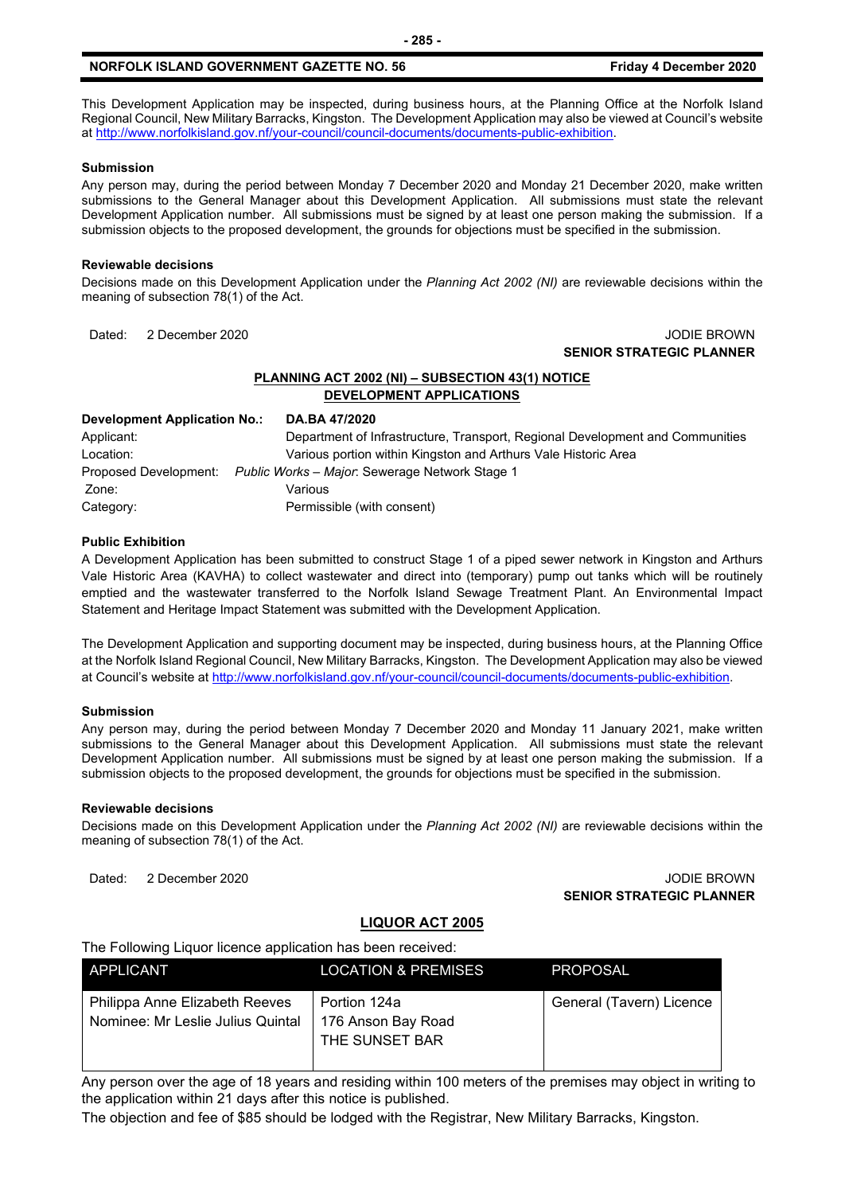This Development Application may be inspected, during business hours, at the Planning Office at the Norfolk Island Regional Council, New Military Barracks, Kingston. The Development Application may also be viewed at Council's website at http://www.norfolkisland.gov.nf/your-council/council-documents/documents-public-exhibition.

**Submission**

Any person may, during the period between Monday 7 December 2020 and Monday 21 December 2020, make written submissions to the General Manager about this Development Application. All submissions must state the relevant Development Application number. All submissions must be signed by at least one person making the submission. If a submission objects to the proposed development, the grounds for objections must be specified in the submission.

**Reviewable decisions**

Decisions made on this Development Application under the *Planning Act 2002 (NI)* are reviewable decisions within the meaning of subsection 78(1) of the Act.

Dated: 2 December 2020

JODIE BROWN
**SENIOR STRATEGIC PLANNER**

## PLANNING ACT 2002 (NI) – SUBSECTION 43(1) NOTICE
## DEVELOPMENT APPLICATIONS

**Development Application No.:** **DA.BA 47/2020**
Applicant: Department of Infrastructure, Transport, Regional Development and Communities
Location: Various portion within Kingston and Arthurs Vale Historic Area
Proposed Development: *Public Works – Major*: Sewerage Network Stage 1
Zone: Various
Category: Permissible (with consent)

**Public Exhibition**

A Development Application has been submitted to construct Stage 1 of a piped sewer network in Kingston and Arthurs Vale Historic Area (KAVHA) to collect wastewater and direct into (temporary) pump out tanks which will be routinely emptied and the wastewater transferred to the Norfolk Island Sewage Treatment Plant. An Environmental Impact Statement and Heritage Impact Statement was submitted with the Development Application.

The Development Application and supporting document may be inspected, during business hours, at the Planning Office at the Norfolk Island Regional Council, New Military Barracks, Kingston. The Development Application may also be viewed at Council's website at http://www.norfolkisland.gov.nf/your-council/council-documents/documents-public-exhibition.

**Submission**

Any person may, during the period between Monday 7 December 2020 and Monday 11 January 2021, make written submissions to the General Manager about this Development Application. All submissions must state the relevant Development Application number. All submissions must be signed by at least one person making the submission. If a submission objects to the proposed development, the grounds for objections must be specified in the submission.

**Reviewable decisions**

Decisions made on this Development Application under the *Planning Act 2002 (NI)* are reviewable decisions within the meaning of subsection 78(1) of the Act.

Dated: 2 December 2020

JODIE BROWN
**SENIOR STRATEGIC PLANNER**

## LIQUOR ACT 2005

The Following Liquor licence application has been received:

| APPLICANT | LOCATION & PREMISES | PROPOSAL |
|---|---|---|
| Philippa Anne Elizabeth Reeves<br>Nominee: Mr Leslie Julius Quintal | Portion 124a<br>176 Anson Bay Road<br>THE SUNSET BAR | General (Tavern) Licence |

Any person over the age of 18 years and residing within 100 meters of the premises may object in writing to the application within 21 days after this notice is published.

The objection and fee of $85 should be lodged with the Registrar, New Military Barracks, Kingston.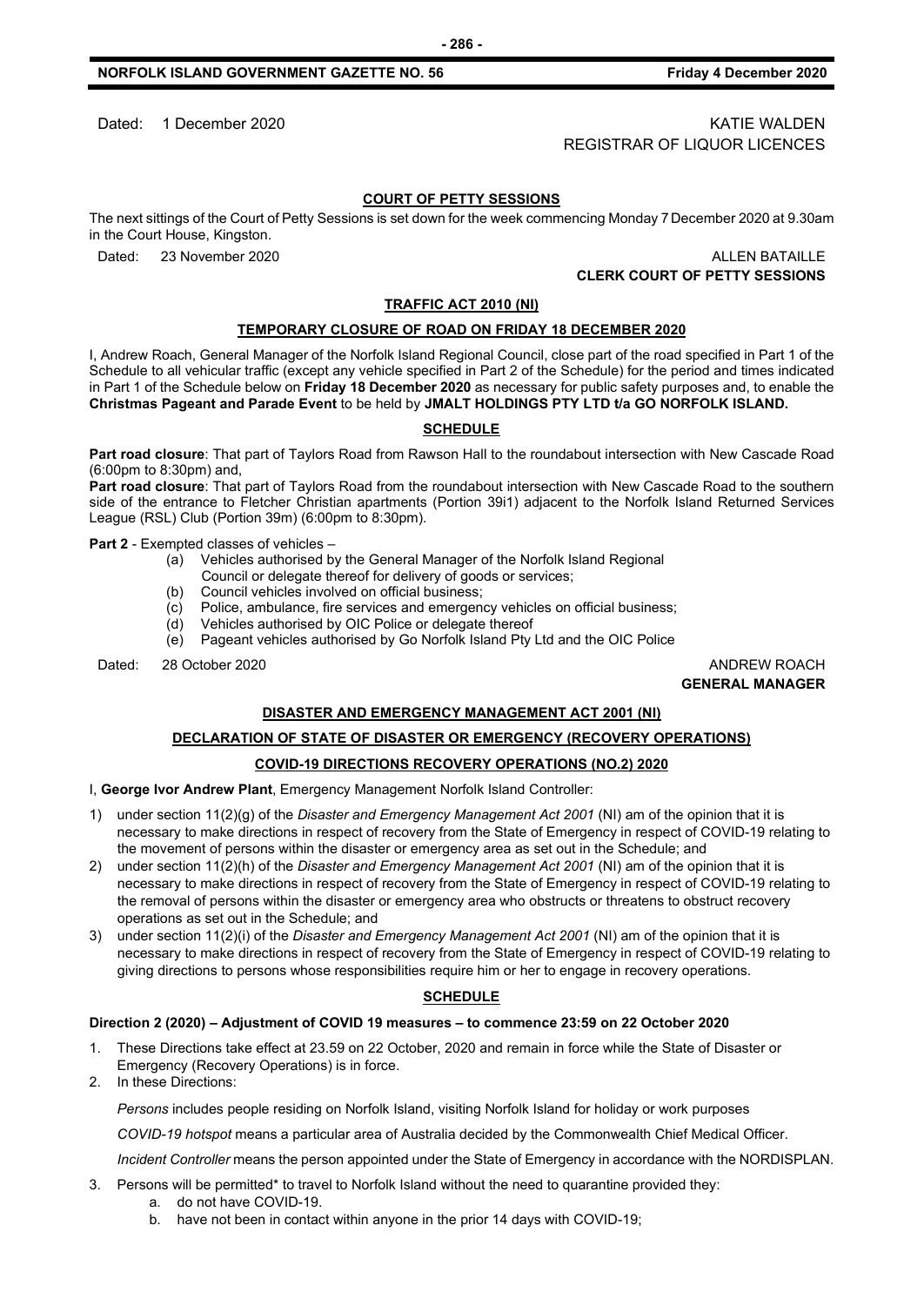Dated: 1 December 2020

KATIE WALDEN
REGISTRAR OF LIQUOR LICENCES

## COURT OF PETTY SESSIONS

The next sittings of the Court of Petty Sessions is set down for the week commencing Monday 7 December 2020 at 9.30am in the Court House, Kingston.

Dated: 23 November 2020

ALLEN BATAILLE
**CLERK COURT OF PETTY SESSIONS**

## TRAFFIC ACT 2010 (NI)

### TEMPORARY CLOSURE OF ROAD ON FRIDAY 18 DECEMBER 2020

I, Andrew Roach, General Manager of the Norfolk Island Regional Council, close part of the road specified in Part 1 of the Schedule to all vehicular traffic (except any vehicle specified in Part 2 of the Schedule) for the period and times indicated in Part 1 of the Schedule below on **Friday 18 December 2020** as necessary for public safety purposes and, to enable the **Christmas Pageant and Parade Event** to be held by **JMALT HOLDINGS PTY LTD t/a GO NORFOLK ISLAND.**

### SCHEDULE

**Part road closure**: That part of Taylors Road from Rawson Hall to the roundabout intersection with New Cascade Road (6:00pm to 8:30pm) and,

**Part road closure**: That part of Taylors Road from the roundabout intersection with New Cascade Road to the southern side of the entrance to Fletcher Christian apartments (Portion 39i1) adjacent to the Norfolk Island Returned Services League (RSL) Club (Portion 39m) (6:00pm to 8:30pm).

**Part 2** - Exempted classes of vehicles –

(a) Vehicles authorised by the General Manager of the Norfolk Island Regional Council or delegate thereof for delivery of goods or services;
(b) Council vehicles involved on official business;
(c) Police, ambulance, fire services and emergency vehicles on official business;
(d) Vehicles authorised by OIC Police or delegate thereof
(e) Pageant vehicles authorised by Go Norfolk Island Pty Ltd and the OIC Police

Dated: 28 October 2020

ANDREW ROACH
**GENERAL MANAGER**

## DISASTER AND EMERGENCY MANAGEMENT ACT 2001 (NI)

### DECLARATION OF STATE OF DISASTER OR EMERGENCY (RECOVERY OPERATIONS)

### COVID-19 DIRECTIONS RECOVERY OPERATIONS (NO.2) 2020

I, **George Ivor Andrew Plant**, Emergency Management Norfolk Island Controller:

1) under section 11(2)(g) of the *Disaster and Emergency Management Act 2001* (NI) am of the opinion that it is necessary to make directions in respect of recovery from the State of Emergency in respect of COVID-19 relating to the movement of persons within the disaster or emergency area as set out in the Schedule; and
2) under section 11(2)(h) of the *Disaster and Emergency Management Act 2001* (NI) am of the opinion that it is necessary to make directions in respect of recovery from the State of Emergency in respect of COVID-19 relating to the removal of persons within the disaster or emergency area who obstructs or threatens to obstruct recovery operations as set out in the Schedule; and
3) under section 11(2)(i) of the *Disaster and Emergency Management Act 2001* (NI) am of the opinion that it is necessary to make directions in respect of recovery from the State of Emergency in respect of COVID-19 relating to giving directions to persons whose responsibilities require him or her to engage in recovery operations.

### SCHEDULE

**Direction 2 (2020) – Adjustment of COVID 19 measures – to commence 23:59 on 22 October 2020**

1. These Directions take effect at 23.59 on 22 October, 2020 and remain in force while the State of Disaster or Emergency (Recovery Operations) is in force.
2. In these Directions:

   *Persons* includes people residing on Norfolk Island, visiting Norfolk Island for holiday or work purposes

   *COVID-19 hotspot* means a particular area of Australia decided by the Commonwealth Chief Medical Officer.

   *Incident Controller* means the person appointed under the State of Emergency in accordance with the NORDISPLAN.

3. Persons will be permitted* to travel to Norfolk Island without the need to quarantine provided they:
   a. do not have COVID-19.
   b. have not been in contact within anyone in the prior 14 days with COVID-19;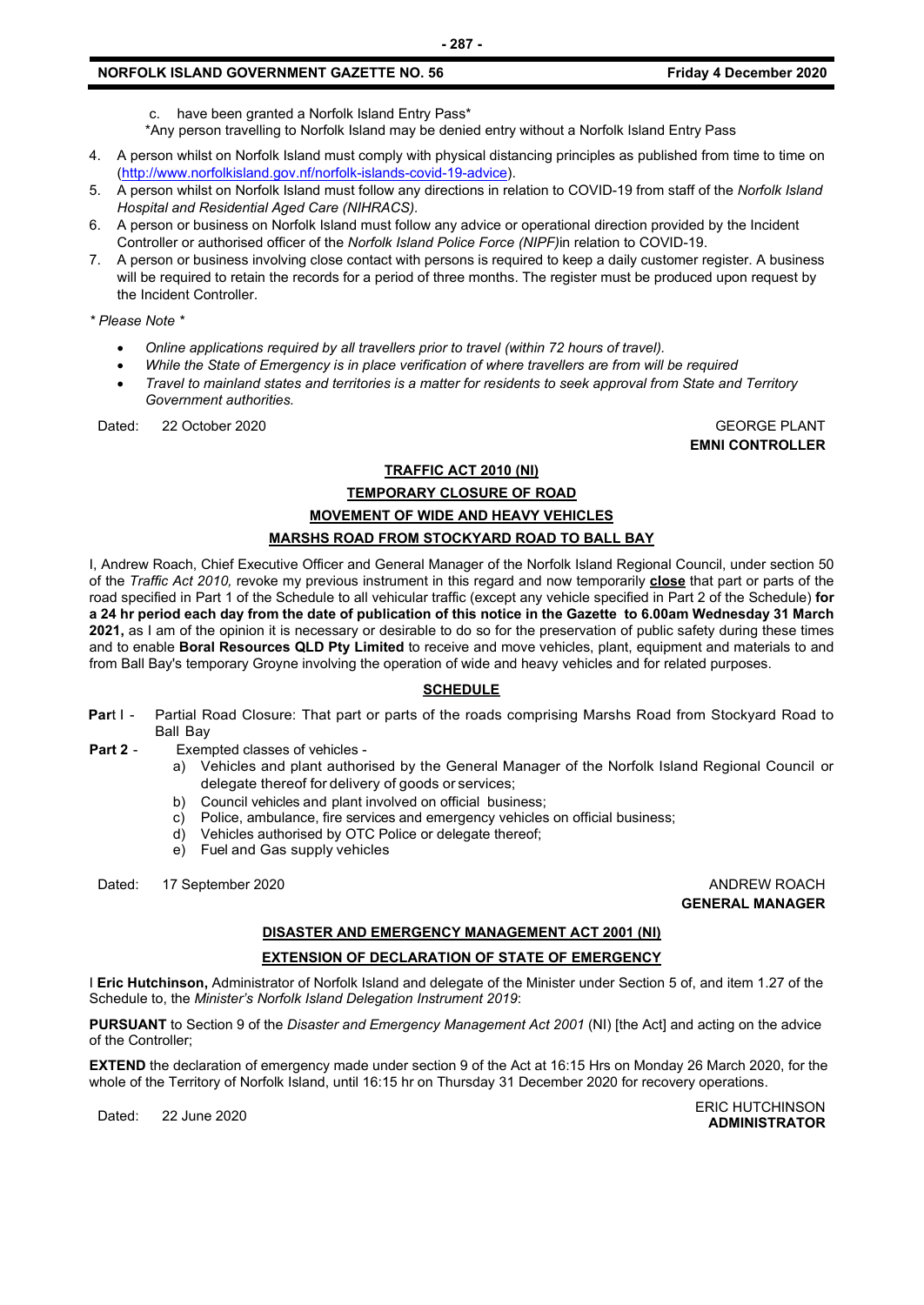c. have been granted a Norfolk Island Entry Pass*

*Any person travelling to Norfolk Island may be denied entry without a Norfolk Island Entry Pass

4. A person whilst on Norfolk Island must comply with physical distancing principles as published from time to time on (http://www.norfolkisland.gov.nf/norfolk-islands-covid-19-advice).
5. A person whilst on Norfolk Island must follow any directions in relation to COVID-19 from staff of the *Norfolk Island Hospital and Residential Aged Care (NIHRACS).*
6. A person or business on Norfolk Island must follow any advice or operational direction provided by the Incident Controller or authorised officer of the *Norfolk Island Police Force (NIPF)*in relation to COVID-19.
7. A person or business involving close contact with persons is required to keep a daily customer register. A business will be required to retain the records for a period of three months. The register must be produced upon request by the Incident Controller.

*\* Please Note \**

- *Online applications required by all travellers prior to travel (within 72 hours of travel).*
- *While the State of Emergency is in place verification of where travellers are from will be required*
- *Travel to mainland states and territories is a matter for residents to seek approval from State and Territory Government authorities.*

Dated: 22 October 2020

GEORGE PLANT
**EMNI CONTROLLER**

## TRAFFIC ACT 2010 (NI)

## TEMPORARY CLOSURE OF ROAD

## MOVEMENT OF WIDE AND HEAVY VEHICLES

## MARSHS ROAD FROM STOCKYARD ROAD TO BALL BAY

I, Andrew Roach, Chief Executive Officer and General Manager of the Norfolk Island Regional Council, under section 50 of the *Traffic Act 2010,* revoke my previous instrument in this regard and now temporarily **close** that part or parts of the road specified in Part 1 of the Schedule to all vehicular traffic (except any vehicle specified in Part 2 of the Schedule) **for a 24 hr period each day from the date of publication of this notice in the Gazette to 6.00am Wednesday 31 March 2021,** as I am of the opinion it is necessary or desirable to do so for the preservation of public safety during these times and to enable **Boral Resources QLD Pty Limited** to receive and move vehicles, plant, equipment and materials to and from Ball Bay's temporary Groyne involving the operation of wide and heavy vehicles and for related purposes.

### SCHEDULE

**Par**t I - Partial Road Closure: That part or parts of the roads comprising Marshs Road from Stockyard Road to Ball Bay

**Part 2** - Exempted classes of vehicles -

a) Vehicles and plant authorised by the General Manager of the Norfolk Island Regional Council or delegate thereof for delivery of goods or services;
b) Council vehicles and plant involved on official business;
c) Police, ambulance, fire services and emergency vehicles on official business;
d) Vehicles authorised by OTC Police or delegate thereof;
e) Fuel and Gas supply vehicles

Dated: 17 September 2020

ANDREW ROACH
**GENERAL MANAGER**

## DISASTER AND EMERGENCY MANAGEMENT ACT 2001 (NI)

## EXTENSION OF DECLARATION OF STATE OF EMERGENCY

I **Eric Hutchinson,** Administrator of Norfolk Island and delegate of the Minister under Section 5 of, and item 1.27 of the Schedule to, the *Minister's Norfolk Island Delegation Instrument 2019*:

**PURSUANT** to Section 9 of the *Disaster and Emergency Management Act 2001* (NI) [the Act] and acting on the advice of the Controller;

**EXTEND** the declaration of emergency made under section 9 of the Act at 16:15 Hrs on Monday 26 March 2020, for the whole of the Territory of Norfolk Island, until 16:15 hr on Thursday 31 December 2020 for recovery operations.

Dated: 22 June 2020

ERIC HUTCHINSON
**ADMINISTRATOR**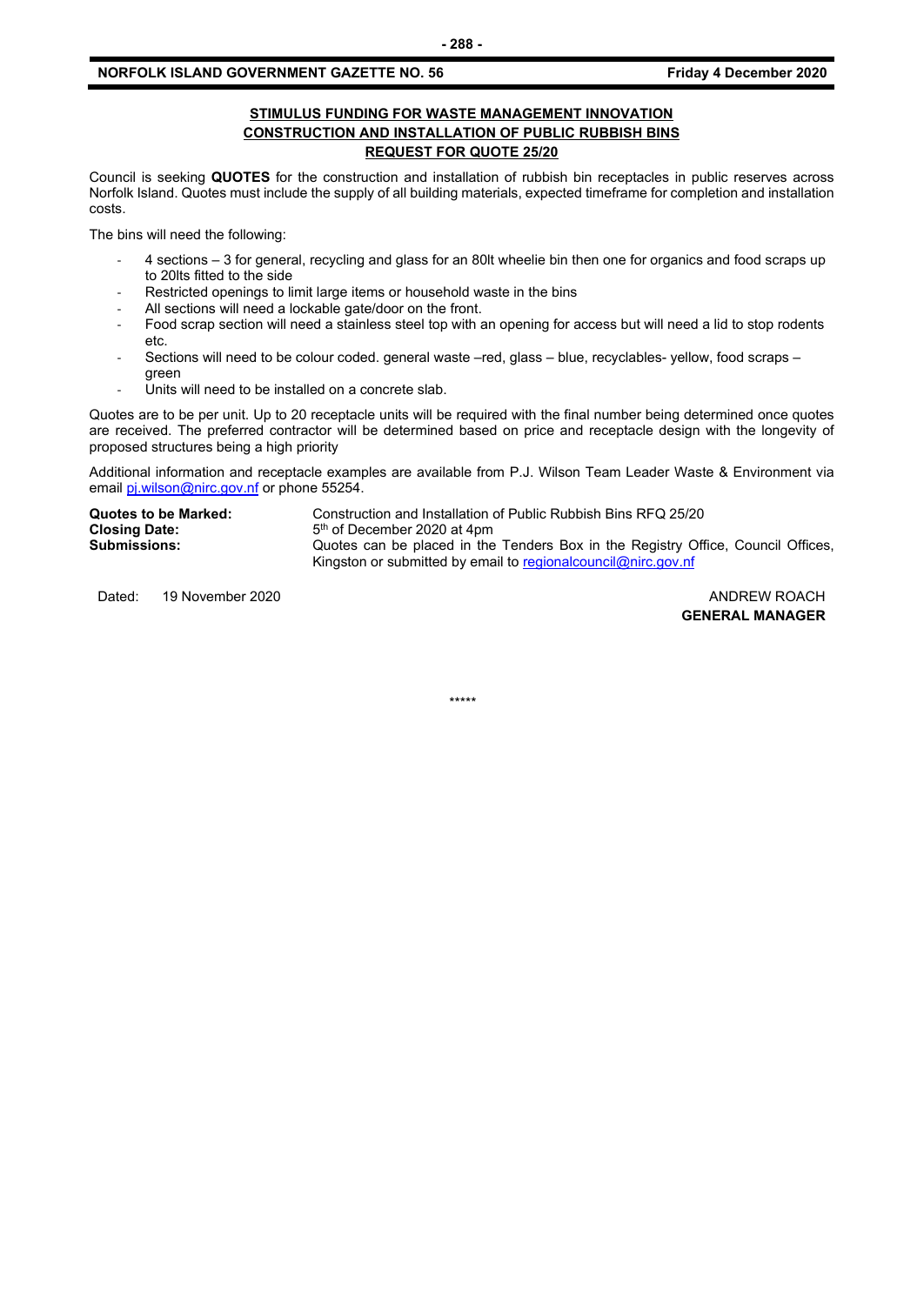## STIMULUS FUNDING FOR WASTE MANAGEMENT INNOVATION
## CONSTRUCTION AND INSTALLATION OF PUBLIC RUBBISH BINS
## REQUEST FOR QUOTE 25/20

Council is seeking **QUOTES** for the construction and installation of rubbish bin receptacles in public reserves across Norfolk Island. Quotes must include the supply of all building materials, expected timeframe for completion and installation costs.

The bins will need the following:

- 4 sections – 3 for general, recycling and glass for an 80lt wheelie bin then one for organics and food scraps up to 20lts fitted to the side
- Restricted openings to limit large items or household waste in the bins
- All sections will need a lockable gate/door on the front.
- Food scrap section will need a stainless steel top with an opening for access but will need a lid to stop rodents etc.
- Sections will need to be colour coded. general waste –red, glass – blue, recyclables- yellow, food scraps – green
- Units will need to be installed on a concrete slab.

Quotes are to be per unit. Up to 20 receptacle units will be required with the final number being determined once quotes are received. The preferred contractor will be determined based on price and receptacle design with the longevity of proposed structures being a high priority

Additional information and receptacle examples are available from P.J. Wilson Team Leader Waste & Environment via email pj.wilson@nirc.gov.nf or phone 55254.

| | |
|---|---|
| **Quotes to be Marked:** | Construction and Installation of Public Rubbish Bins RFQ 25/20 |
| **Closing Date:** | 5th of December 2020 at 4pm |
| **Submissions:** | Quotes can be placed in the Tenders Box in the Registry Office, Council Offices, Kingston or submitted by email to regionalcouncil@nirc.gov.nf |

Dated: 19 November 2020

ANDREW ROACH
**GENERAL MANAGER**

*****